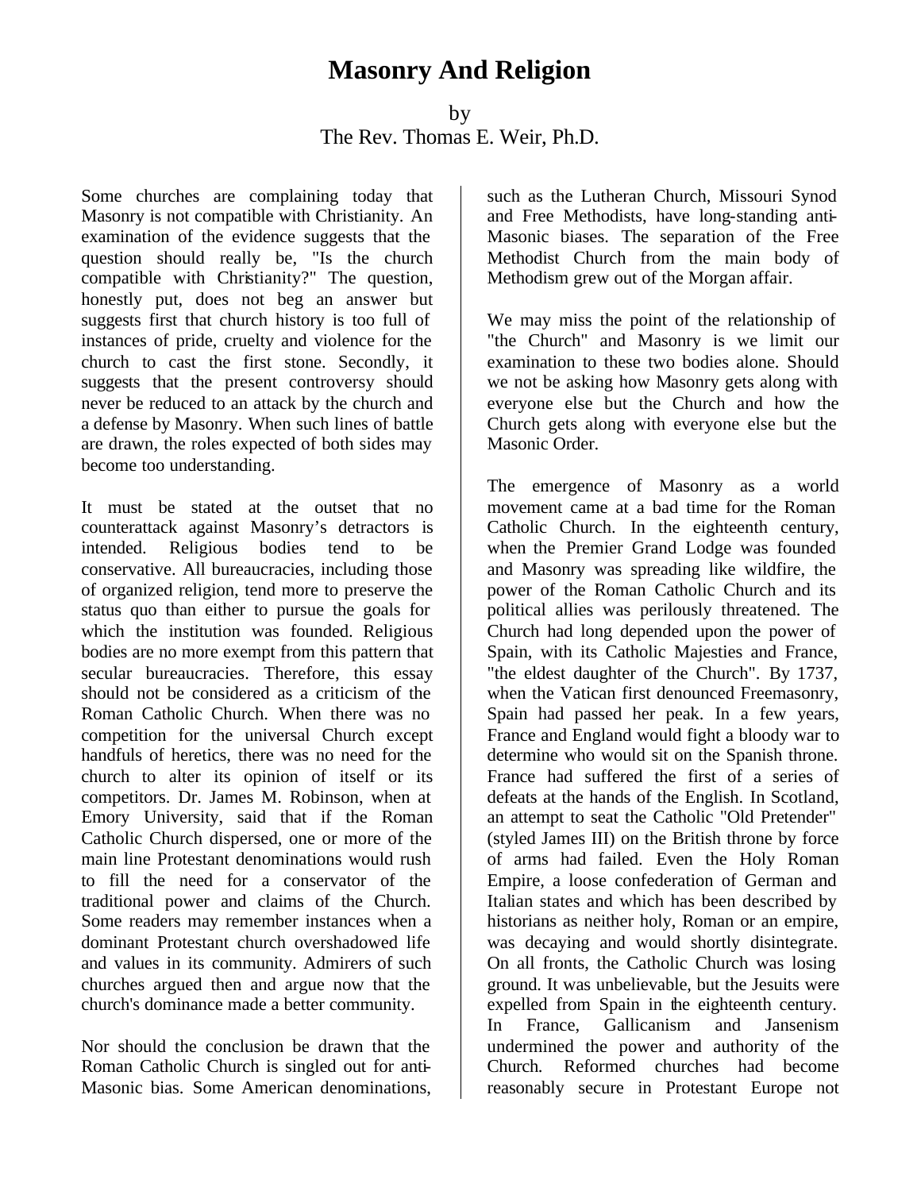# Masonry And Religion

by
The Rev. Thomas E. Weir, Ph.D.

Some churches are complaining today that Masonry is not compatible with Christianity. An examination of the evidence suggests that the question should really be, "Is the church compatible with Christianity?" The question, honestly put, does not beg an answer but suggests first that church history is too full of instances of pride, cruelty and violence for the church to cast the first stone. Secondly, it suggests that the present controversy should never be reduced to an attack by the church and a defense by Masonry. When such lines of battle are drawn, the roles expected of both sides may become too understanding.

It must be stated at the outset that no counterattack against Masonry's detractors is intended. Religious bodies tend to be conservative. All bureaucracies, including those of organized religion, tend more to preserve the status quo than either to pursue the goals for which the institution was founded. Religious bodies are no more exempt from this pattern that secular bureaucracies. Therefore, this essay should not be considered as a criticism of the Roman Catholic Church. When there was no competition for the universal Church except handfuls of heretics, there was no need for the church to alter its opinion of itself or its competitors. Dr. James M. Robinson, when at Emory University, said that if the Roman Catholic Church dispersed, one or more of the main line Protestant denominations would rush to fill the need for a conservator of the traditional power and claims of the Church. Some readers may remember instances when a dominant Protestant church overshadowed life and values in its community. Admirers of such churches argued then and argue now that the church's dominance made a better community.

Nor should the conclusion be drawn that the Roman Catholic Church is singled out for anti-Masonic bias. Some American denominations, such as the Lutheran Church, Missouri Synod and Free Methodists, have long-standing anti-Masonic biases. The separation of the Free Methodist Church from the main body of Methodism grew out of the Morgan affair.

We may miss the point of the relationship of "the Church" and Masonry is we limit our examination to these two bodies alone. Should we not be asking how Masonry gets along with everyone else but the Church and how the Church gets along with everyone else but the Masonic Order.

The emergence of Masonry as a world movement came at a bad time for the Roman Catholic Church. In the eighteenth century, when the Premier Grand Lodge was founded and Masonry was spreading like wildfire, the power of the Roman Catholic Church and its political allies was perilously threatened. The Church had long depended upon the power of Spain, with its Catholic Majesties and France, "the eldest daughter of the Church". By 1737, when the Vatican first denounced Freemasonry, Spain had passed her peak. In a few years, France and England would fight a bloody war to determine who would sit on the Spanish throne. France had suffered the first of a series of defeats at the hands of the English. In Scotland, an attempt to seat the Catholic "Old Pretender" (styled James III) on the British throne by force of arms had failed. Even the Holy Roman Empire, a loose confederation of German and Italian states and which has been described by historians as neither holy, Roman or an empire, was decaying and would shortly disintegrate. On all fronts, the Catholic Church was losing ground. It was unbelievable, but the Jesuits were expelled from Spain in the eighteenth century. In France, Gallicanism and Jansenism undermined the power and authority of the Church. Reformed churches had become reasonably secure in Protestant Europe not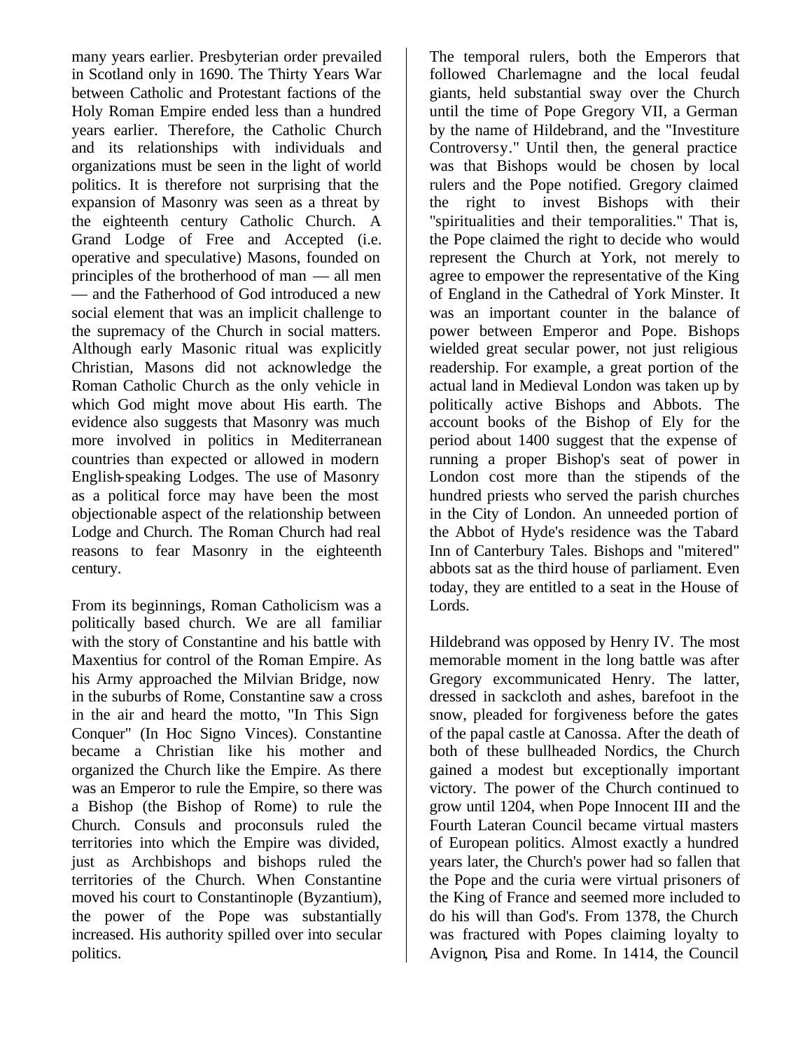many years earlier. Presbyterian order prevailed in Scotland only in 1690. The Thirty Years War between Catholic and Protestant factions of the Holy Roman Empire ended less than a hundred years earlier. Therefore, the Catholic Church and its relationships with individuals and organizations must be seen in the light of world politics. It is therefore not surprising that the expansion of Masonry was seen as a threat by the eighteenth century Catholic Church. A Grand Lodge of Free and Accepted (i.e. operative and speculative) Masons, founded on principles of the brotherhood of man — all men — and the Fatherhood of God introduced a new social element that was an implicit challenge to the supremacy of the Church in social matters. Although early Masonic ritual was explicitly Christian, Masons did not acknowledge the Roman Catholic Church as the only vehicle in which God might move about His earth. The evidence also suggests that Masonry was much more involved in politics in Mediterranean countries than expected or allowed in modern English-speaking Lodges. The use of Masonry as a political force may have been the most objectionable aspect of the relationship between Lodge and Church. The Roman Church had real reasons to fear Masonry in the eighteenth century.

From its beginnings, Roman Catholicism was a politically based church. We are all familiar with the story of Constantine and his battle with Maxentius for control of the Roman Empire. As his Army approached the Milvian Bridge, now in the suburbs of Rome, Constantine saw a cross in the air and heard the motto, "In This Sign Conquer" (In Hoc Signo Vinces). Constantine became a Christian like his mother and organized the Church like the Empire. As there was an Emperor to rule the Empire, so there was a Bishop (the Bishop of Rome) to rule the Church. Consuls and proconsuls ruled the territories into which the Empire was divided, just as Archbishops and bishops ruled the territories of the Church. When Constantine moved his court to Constantinople (Byzantium), the power of the Pope was substantially increased. His authority spilled over into secular politics.

The temporal rulers, both the Emperors that followed Charlemagne and the local feudal giants, held substantial sway over the Church until the time of Pope Gregory VII, a German by the name of Hildebrand, and the "Investiture Controversy." Until then, the general practice was that Bishops would be chosen by local rulers and the Pope notified. Gregory claimed the right to invest Bishops with their "spiritualities and their temporalities." That is, the Pope claimed the right to decide who would represent the Church at York, not merely to agree to empower the representative of the King of England in the Cathedral of York Minster. It was an important counter in the balance of power between Emperor and Pope. Bishops wielded great secular power, not just religious readership. For example, a great portion of the actual land in Medieval London was taken up by politically active Bishops and Abbots. The account books of the Bishop of Ely for the period about 1400 suggest that the expense of running a proper Bishop's seat of power in London cost more than the stipends of the hundred priests who served the parish churches in the City of London. An unneeded portion of the Abbot of Hyde's residence was the Tabard Inn of Canterbury Tales. Bishops and "mitered" abbots sat as the third house of parliament. Even today, they are entitled to a seat in the House of Lords.

Hildebrand was opposed by Henry IV. The most memorable moment in the long battle was after Gregory excommunicated Henry. The latter, dressed in sackcloth and ashes, barefoot in the snow, pleaded for forgiveness before the gates of the papal castle at Canossa. After the death of both of these bullheaded Nordics, the Church gained a modest but exceptionally important victory. The power of the Church continued to grow until 1204, when Pope Innocent III and the Fourth Lateran Council became virtual masters of European politics. Almost exactly a hundred years later, the Church's power had so fallen that the Pope and the curia were virtual prisoners of the King of France and seemed more included to do his will than God's. From 1378, the Church was fractured with Popes claiming loyalty to Avignon, Pisa and Rome. In 1414, the Council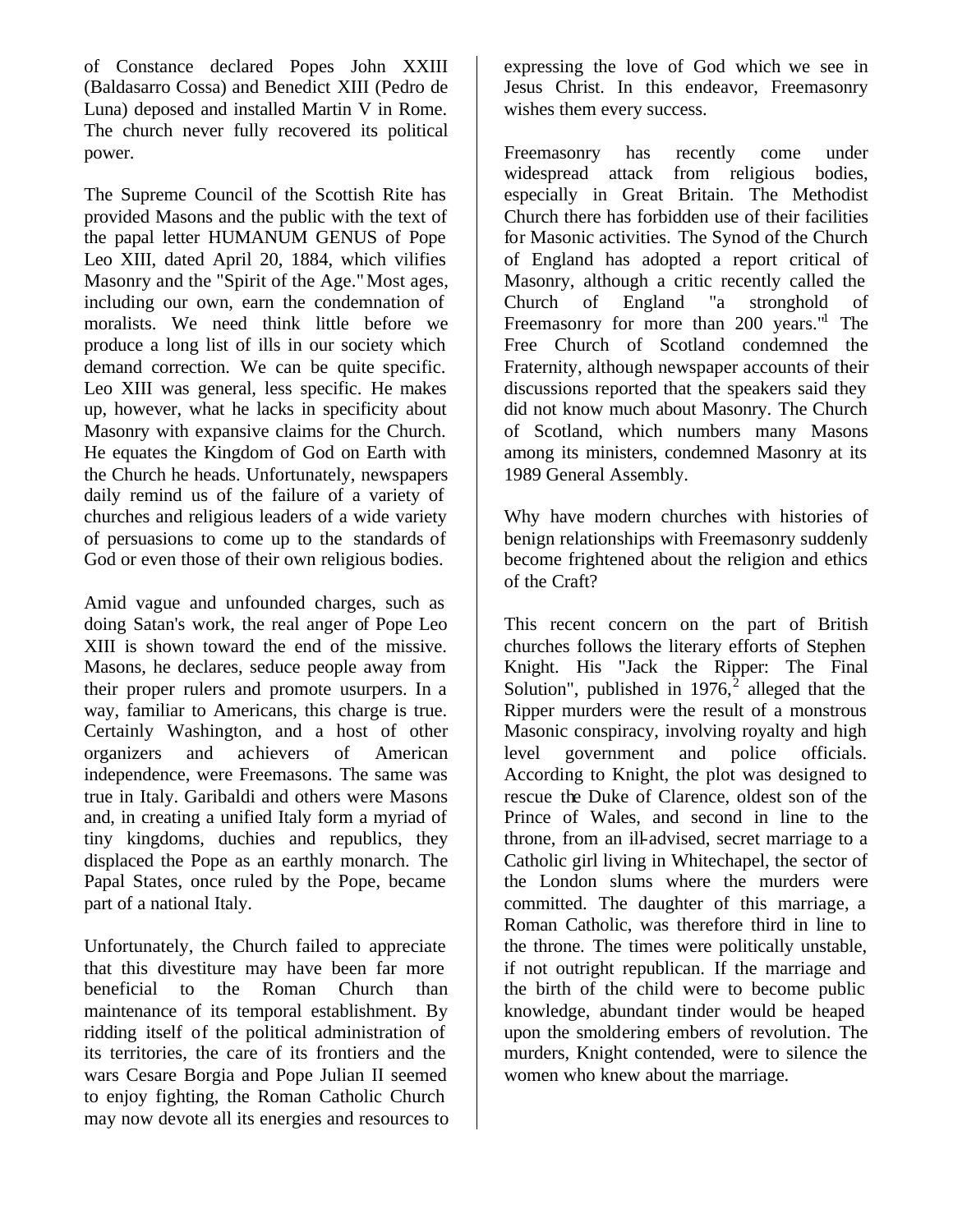of Constance declared Popes John XXIII (Baldasarro Cossa) and Benedict XIII (Pedro de Luna) deposed and installed Martin V in Rome. The church never fully recovered its political power.

The Supreme Council of the Scottish Rite has provided Masons and the public with the text of the papal letter HUMANUM GENUS of Pope Leo XIII, dated April 20, 1884, which vilifies Masonry and the "Spirit of the Age." Most ages, including our own, earn the condemnation of moralists. We need think little before we produce a long list of ills in our society which demand correction. We can be quite specific. Leo XIII was general, less specific. He makes up, however, what he lacks in specificity about Masonry with expansive claims for the Church. He equates the Kingdom of God on Earth with the Church he heads. Unfortunately, newspapers daily remind us of the failure of a variety of churches and religious leaders of a wide variety of persuasions to come up to the standards of God or even those of their own religious bodies.

Amid vague and unfounded charges, such as doing Satan's work, the real anger of Pope Leo XIII is shown toward the end of the missive. Masons, he declares, seduce people away from their proper rulers and promote usurpers. In a way, familiar to Americans, this charge is true. Certainly Washington, and a host of other organizers and achievers of American independence, were Freemasons. The same was true in Italy. Garibaldi and others were Masons and, in creating a unified Italy form a myriad of tiny kingdoms, duchies and republics, they displaced the Pope as an earthly monarch. The Papal States, once ruled by the Pope, became part of a national Italy.

Unfortunately, the Church failed to appreciate that this divestiture may have been far more beneficial to the Roman Church than maintenance of its temporal establishment. By ridding itself of the political administration of its territories, the care of its frontiers and the wars Cesare Borgia and Pope Julian II seemed to enjoy fighting, the Roman Catholic Church may now devote all its energies and resources to expressing the love of God which we see in Jesus Christ. In this endeavor, Freemasonry wishes them every success.

Freemasonry has recently come under widespread attack from religious bodies, especially in Great Britain. The Methodist Church there has forbidden use of their facilities for Masonic activities. The Synod of the Church of England has adopted a report critical of Masonry, although a critic recently called the Church of England "a stronghold of Freemasonry for more than 200 years."[1] The Free Church of Scotland condemned the Fraternity, although newspaper accounts of their discussions reported that the speakers said they did not know much about Masonry. The Church of Scotland, which numbers many Masons among its ministers, condemned Masonry at its 1989 General Assembly.

Why have modern churches with histories of benign relationships with Freemasonry suddenly become frightened about the religion and ethics of the Craft?

This recent concern on the part of British churches follows the literary efforts of Stephen Knight. His "Jack the Ripper: The Final Solution", published in 1976,[2] alleged that the Ripper murders were the result of a monstrous Masonic conspiracy, involving royalty and high level government and police officials. According to Knight, the plot was designed to rescue the Duke of Clarence, oldest son of the Prince of Wales, and second in line to the throne, from an ill-advised, secret marriage to a Catholic girl living in Whitechapel, the sector of the London slums where the murders were committed. The daughter of this marriage, a Roman Catholic, was therefore third in line to the throne. The times were politically unstable, if not outright republican. If the marriage and the birth of the child were to become public knowledge, abundant tinder would be heaped upon the smoldering embers of revolution. The murders, Knight contended, were to silence the women who knew about the marriage.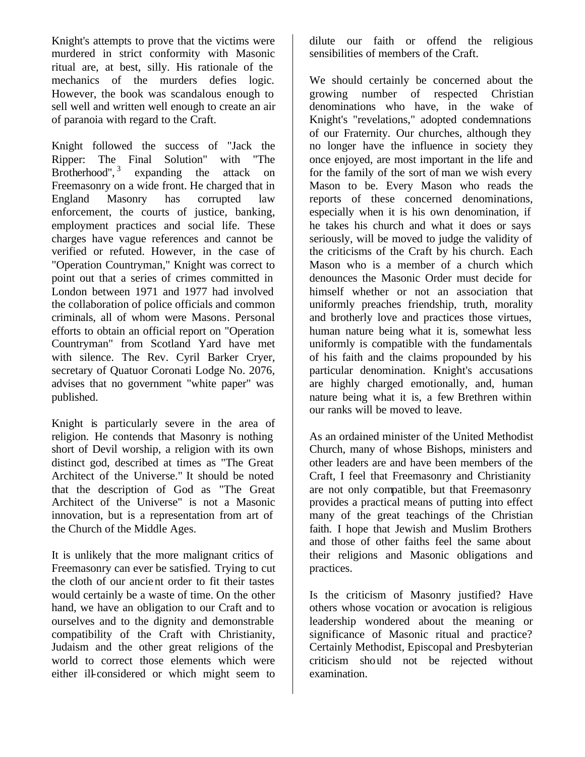Knight's attempts to prove that the victims were murdered in strict conformity with Masonic ritual are, at best, silly. His rationale of the mechanics of the murders defies logic. However, the book was scandalous enough to sell well and written well enough to create an air of paranoia with regard to the Craft.

Knight followed the success of "Jack the Ripper: The Final Solution" with "The Brotherhood",[3] expanding the attack on Freemasonry on a wide front. He charged that in England Masonry has corrupted law enforcement, the courts of justice, banking, employment practices and social life. These charges have vague references and cannot be verified or refuted. However, in the case of "Operation Countryman," Knight was correct to point out that a series of crimes committed in London between 1971 and 1977 had involved the collaboration of police officials and common criminals, all of whom were Masons. Personal efforts to obtain an official report on "Operation Countryman" from Scotland Yard have met with silence. The Rev. Cyril Barker Cryer, secretary of Quatuor Coronati Lodge No. 2076, advises that no government "white paper" was published.

Knight is particularly severe in the area of religion. He contends that Masonry is nothing short of Devil worship, a religion with its own distinct god, described at times as "The Great Architect of the Universe." It should be noted that the description of God as "The Great Architect of the Universe" is not a Masonic innovation, but is a representation from art of the Church of the Middle Ages.

It is unlikely that the more malignant critics of Freemasonry can ever be satisfied. Trying to cut the cloth of our ancient order to fit their tastes would certainly be a waste of time. On the other hand, we have an obligation to our Craft and to ourselves and to the dignity and demonstrable compatibility of the Craft with Christianity, Judaism and the other great religions of the world to correct those elements which were either ill-considered or which might seem to dilute our faith or offend the religious sensibilities of members of the Craft.

We should certainly be concerned about the growing number of respected Christian denominations who have, in the wake of Knight's "revelations," adopted condemnations of our Fraternity. Our churches, although they no longer have the influence in society they once enjoyed, are most important in the life and for the family of the sort of man we wish every Mason to be. Every Mason who reads the reports of these concerned denominations, especially when it is his own denomination, if he takes his church and what it does or says seriously, will be moved to judge the validity of the criticisms of the Craft by his church. Each Mason who is a member of a church which denounces the Masonic Order must decide for himself whether or not an association that uniformly preaches friendship, truth, morality and brotherly love and practices those virtues, human nature being what it is, somewhat less uniformly is compatible with the fundamentals of his faith and the claims propounded by his particular denomination. Knight's accusations are highly charged emotionally, and, human nature being what it is, a few Brethren within our ranks will be moved to leave.

As an ordained minister of the United Methodist Church, many of whose Bishops, ministers and other leaders are and have been members of the Craft, I feel that Freemasonry and Christianity are not only compatible, but that Freemasonry provides a practical means of putting into effect many of the great teachings of the Christian faith. I hope that Jewish and Muslim Brothers and those of other faiths feel the same about their religions and Masonic obligations and practices.

Is the criticism of Masonry justified? Have others whose vocation or avocation is religious leadership wondered about the meaning or significance of Masonic ritual and practice? Certainly Methodist, Episcopal and Presbyterian criticism should not be rejected without examination.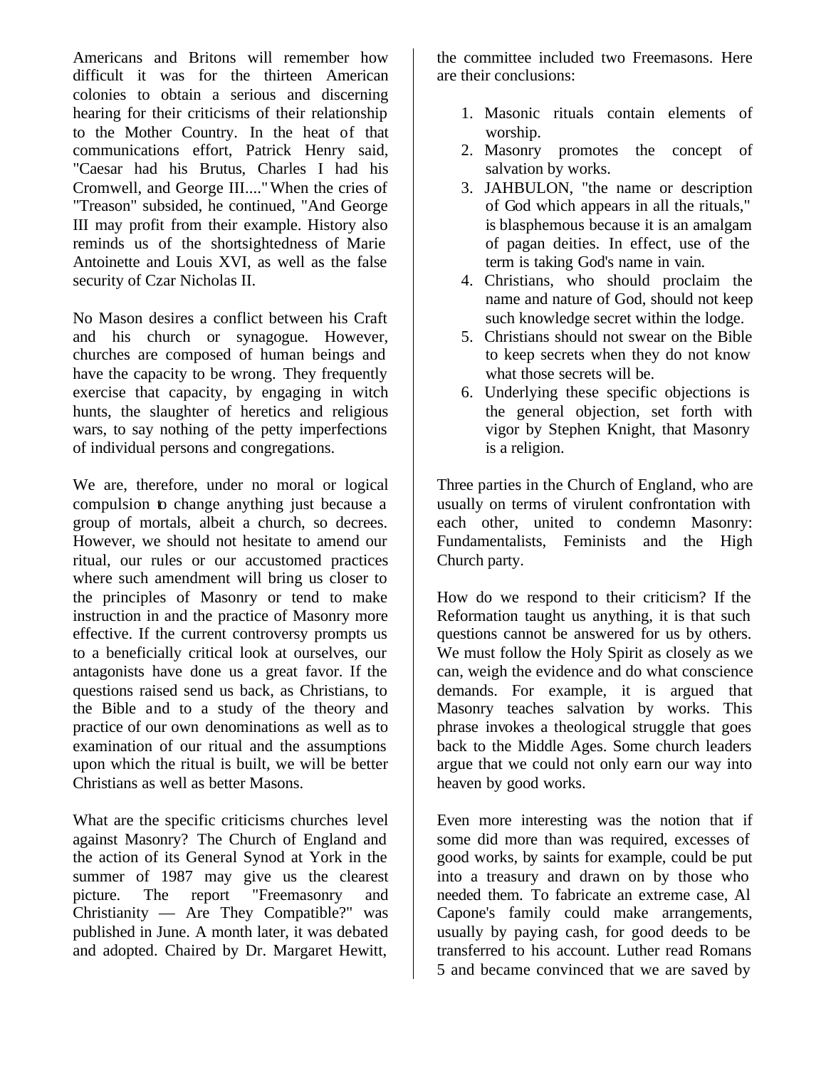Americans and Britons will remember how difficult it was for the thirteen American colonies to obtain a serious and discerning hearing for their criticisms of their relationship to the Mother Country. In the heat of that communications effort, Patrick Henry said, "Caesar had his Brutus, Charles I had his Cromwell, and George III...." When the cries of "Treason" subsided, he continued, "And George III may profit from their example. History also reminds us of the shortsightedness of Marie Antoinette and Louis XVI, as well as the false security of Czar Nicholas II.

No Mason desires a conflict between his Craft and his church or synagogue. However, churches are composed of human beings and have the capacity to be wrong. They frequently exercise that capacity, by engaging in witch hunts, the slaughter of heretics and religious wars, to say nothing of the petty imperfections of individual persons and congregations.

We are, therefore, under no moral or logical compulsion to change anything just because a group of mortals, albeit a church, so decrees. However, we should not hesitate to amend our ritual, our rules or our accustomed practices where such amendment will bring us closer to the principles of Masonry or tend to make instruction in and the practice of Masonry more effective. If the current controversy prompts us to a beneficially critical look at ourselves, our antagonists have done us a great favor. If the questions raised send us back, as Christians, to the Bible and to a study of the theory and practice of our own denominations as well as to examination of our ritual and the assumptions upon which the ritual is built, we will be better Christians as well as better Masons.

What are the specific criticisms churches level against Masonry? The Church of England and the action of its General Synod at York in the summer of 1987 may give us the clearest picture. The report "Freemasonry and Christianity — Are They Compatible?" was published in June. A month later, it was debated and adopted. Chaired by Dr. Margaret Hewitt, the committee included two Freemasons. Here are their conclusions:

1. Masonic rituals contain elements of worship.
2. Masonry promotes the concept of salvation by works.
3. JAHBULON, "the name or description of God which appears in all the rituals," is blasphemous because it is an amalgam of pagan deities. In effect, use of the term is taking God's name in vain.
4. Christians, who should proclaim the name and nature of God, should not keep such knowledge secret within the lodge.
5. Christians should not swear on the Bible to keep secrets when they do not know what those secrets will be.
6. Underlying these specific objections is the general objection, set forth with vigor by Stephen Knight, that Masonry is a religion.

Three parties in the Church of England, who are usually on terms of virulent confrontation with each other, united to condemn Masonry: Fundamentalists, Feminists and the High Church party.

How do we respond to their criticism? If the Reformation taught us anything, it is that such questions cannot be answered for us by others. We must follow the Holy Spirit as closely as we can, weigh the evidence and do what conscience demands. For example, it is argued that Masonry teaches salvation by works. This phrase invokes a theological struggle that goes back to the Middle Ages. Some church leaders argue that we could not only earn our way into heaven by good works.

Even more interesting was the notion that if some did more than was required, excesses of good works, by saints for example, could be put into a treasury and drawn on by those who needed them. To fabricate an extreme case, Al Capone's family could make arrangements, usually by paying cash, for good deeds to be transferred to his account. Luther read Romans 5 and became convinced that we are saved by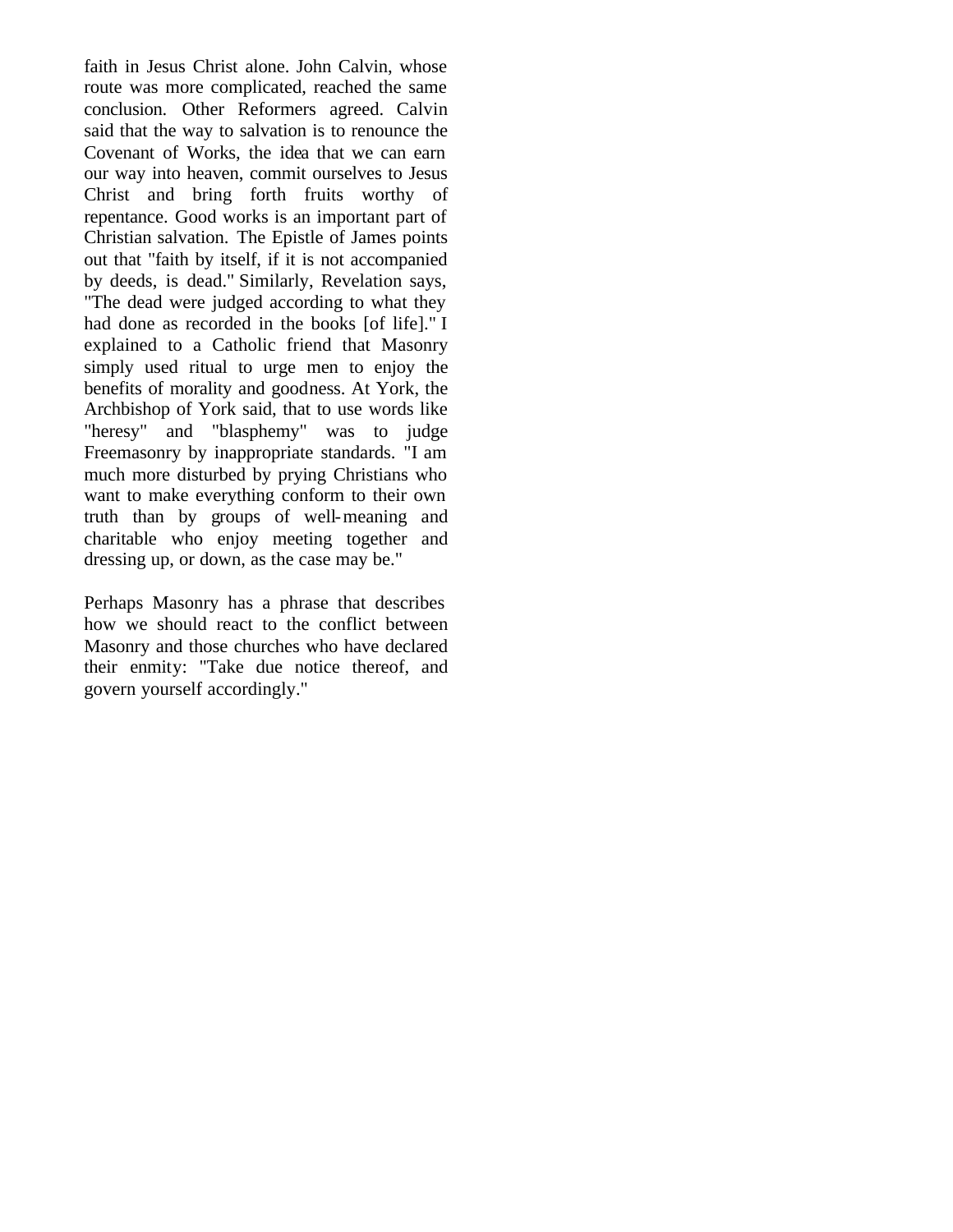faith in Jesus Christ alone. John Calvin, whose route was more complicated, reached the same conclusion. Other Reformers agreed. Calvin said that the way to salvation is to renounce the Covenant of Works, the idea that we can earn our way into heaven, commit ourselves to Jesus Christ and bring forth fruits worthy of repentance. Good works is an important part of Christian salvation. The Epistle of James points out that "faith by itself, if it is not accompanied by deeds, is dead." Similarly, Revelation says, "The dead were judged according to what they had done as recorded in the books [of life]." I explained to a Catholic friend that Masonry simply used ritual to urge men to enjoy the benefits of morality and goodness. At York, the Archbishop of York said, that to use words like "heresy" and "blasphemy" was to judge Freemasonry by inappropriate standards. "I am much more disturbed by prying Christians who want to make everything conform to their own truth than by groups of well-meaning and charitable who enjoy meeting together and dressing up, or down, as the case may be."

Perhaps Masonry has a phrase that describes how we should react to the conflict between Masonry and those churches who have declared their enmity: "Take due notice thereof, and govern yourself accordingly."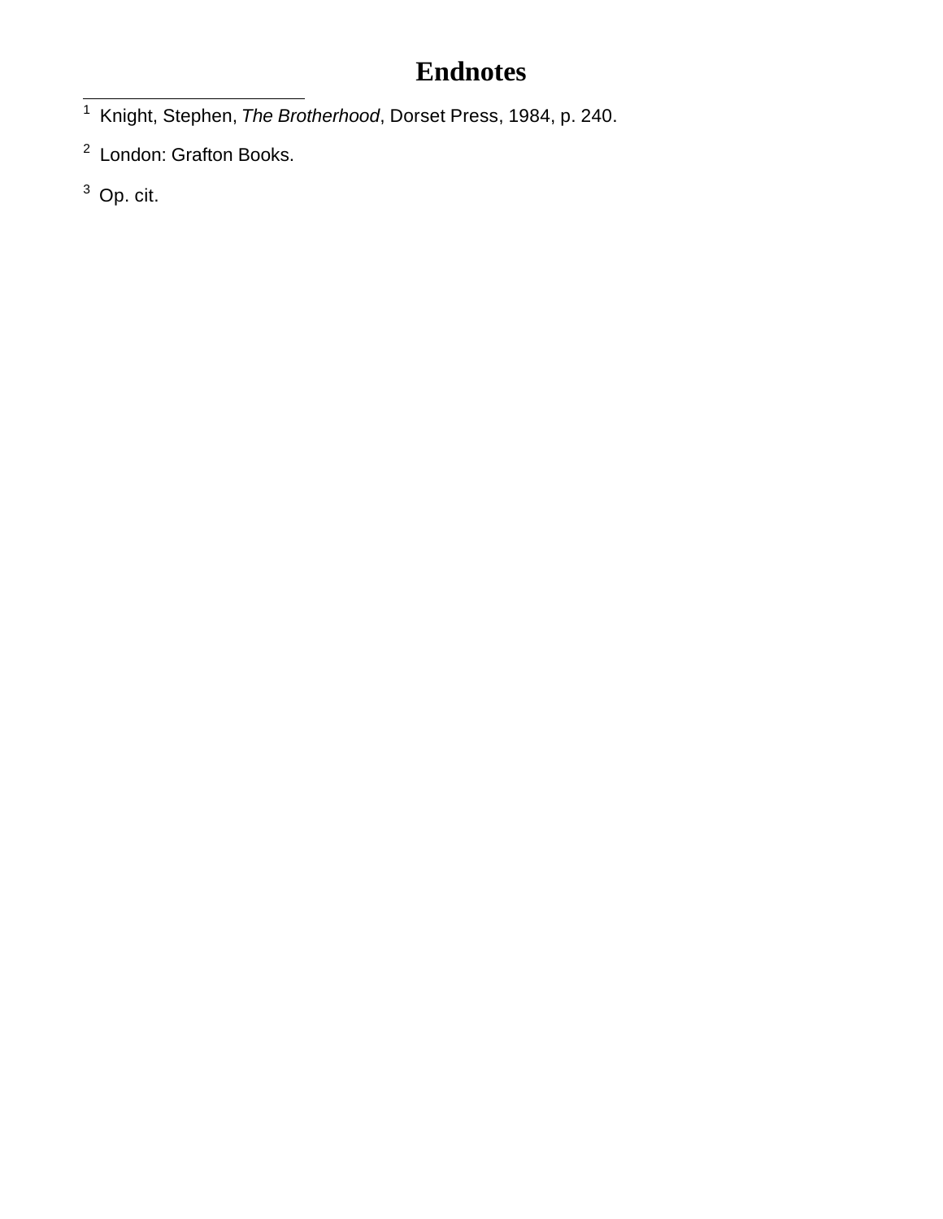# Endnotes

[1] Knight, Stephen, *The Brotherhood*, Dorset Press, 1984, p. 240.

[2] London: Grafton Books.

[3] Op. cit.